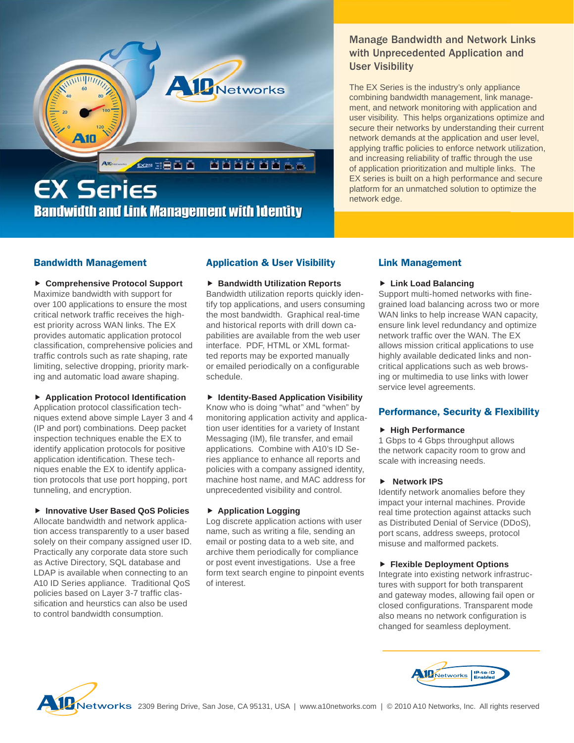# EX Series

## Bandwidth and Link Management with Identity

### Manage Bandwidth and Network Links with Unprecedented Application and User Visibility

The EX Series is the industry's only appliance combining bandwidth management, link management, and network monitoring with application and user visibility. This helps organizations optimize and secure their networks by understanding their current network demands at the application and user level, applying traffic policies to enforce network utilization, and increasing reliability of traffic through the use of application prioritization and multiple links. The EX series is built on a high performance and secure platform for an unmatched solution to optimize the network edge.

## Bandwidth Management

**▶ Comprehensive Protocol Support**

Maximize bandwidth with support for over 100 applications to ensure the most critical network traffic receives the highest priority across WAN links. The EX provides automatic application protocol classification, comprehensive policies and traffic controls such as rate shaping, rate limiting, selective dropping, priority marking and automatic load aware shaping.

**▶ Application Protocol Identification**

Application protocol classification techniques extend above simple Layer 3 and 4 (IP and port) combinations. Deep packet inspection techniques enable the EX to identify application protocols for positive application identification. These techniques enable the EX to identify application protocols that use port hopping, port tunneling, and encryption.

**▶ Innovative User Based QoS Policies**

Allocate bandwidth and network application access transparently to a user based solely on their company assigned user ID. Practically any corporate data store such as Active Directory, SQL database and LDAP is available when connecting to an A10 ID Series appliance. Traditional QoS policies based on Layer 3-7 traffic classification and heurstics can also be used to control bandwidth consumption.

## Application & User Visibility

**▶ Bandwidth Utilization Reports**

Bandwidth utilization reports quickly identify top applications, and users consuming the most bandwidth. Graphical real-time and historical reports with drill down capabilities are available from the web user interface. PDF, HTML or XML formatted reports may be exported manually or emailed periodically on a configurable schedule.

**▶ Identity-Based Application Visibility**

Know who is doing "what" and "when" by monitoring application activity and application user identities for a variety of Instant Messaging (IM), file transfer, and email applications. Combine with A10's ID Series appliance to enhance all reports and policies with a company assigned identity, machine host name, and MAC address for unprecedented visibility and control.

**▶ Application Logging**

Log discrete application actions with user name, such as writing a file, sending an email or posting data to a web site, and archive them periodically for compliance or post event investigations. Use a free form text search engine to pinpoint events of interest.

## Link Management

**▶ Link Load Balancing**

Support multi-homed networks with fine-grained load balancing across two or more WAN links to help increase WAN capacity, ensure link level redundancy and optimize network traffic over the WAN. The EX allows mission critical applications to use highly available dedicated links and non-critical applications such as web browsing or multimedia to use links with lower service level agreements.

## Performance, Security & Flexibility

**▶ High Performance**

1 Gbps to 4 Gbps throughput allows the network capacity room to grow and scale with increasing needs.

**▶ Network IPS**

Identify network anomalies before they impact your internal machines. Provide real time protection against attacks such as Distributed Denial of Service (DDoS), port scans, address sweeps, protocol misuse and malformed packets.

**▶ Flexible Deployment Options**

Integrate into existing network infrastructures with support for both transparent and gateway modes, allowing fail open or closed configurations. Transparent mode also means no network configuration is changed for seamless deployment.

A10 Networks | IP-to-ID Enabled

A10 Networks 2309 Bering Drive, San Jose, CA 95131, USA | www.a10networks.com | © 2010 A10 Networks, Inc. All rights reserved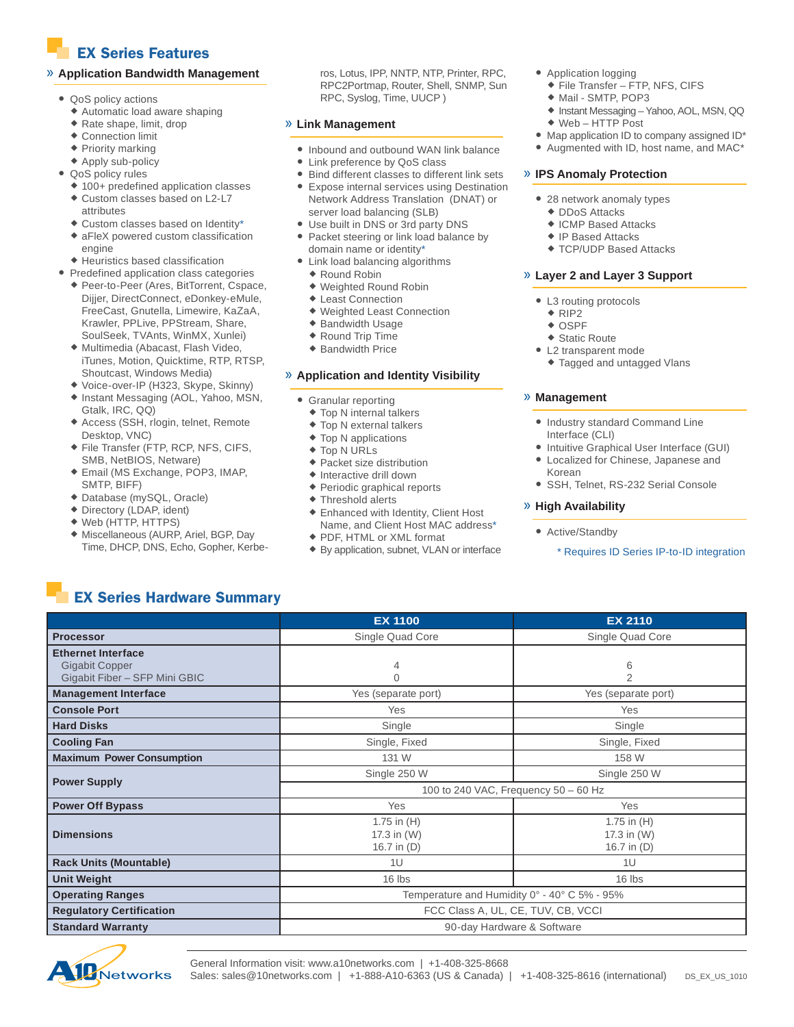## EX Series Features

### » Application Bandwidth Management

- QoS policy actions
  - Automatic load aware shaping
  - Rate shape, limit, drop
  - Connection limit
  - Priority marking
  - Apply sub-policy
- QoS policy rules
  - 100+ predefined application classes
  - Custom classes based on L2-L7 attributes
  - Custom classes based on Identity*
  - aFleX powered custom classification engine
  - Heuristics based classification
- Predefined application class categories
  - Peer-to-Peer (Ares, BitTorrent, Cspace, Dijjer, DirectConnect, eDonkey-eMule, FreeCast, Gnutella, Limewire, KaZaA, Krawler, PPLive, PPStream, Share, SoulSeek, TVAnts, WinMX, Xunlei)
  - Multimedia (Abacast, Flash Video, iTunes, Motion, Quicktime, RTP, RTSP, Shoutcast, Windows Media)
  - Voice-over-IP (H323, Skype, Skinny)
  - Instant Messaging (AOL, Yahoo, MSN, Gtalk, IRC, QQ)
  - Access (SSH, rlogin, telnet, Remote Desktop, VNC)
  - File Transfer (FTP, RCP, NFS, CIFS, SMB, NetBIOS, Netware)
  - Email (MS Exchange, POP3, IMAP, SMTP, BIFF)
  - Database (mySQL, Oracle)
  - Directory (LDAP, ident)
  - Web (HTTP, HTTPS)
  - Miscellaneous (AURP, Ariel, BGP, Day Time, DHCP, DNS, Echo, Gopher, Kerberos, Lotus, IPP, NNTP, NTP, Printer, RPC, RPC2Portmap, Router, Shell, SNMP, Sun RPC, Syslog, Time, UUCP )

### » Link Management

- Inbound and outbound WAN link balance
- Link preference by QoS class
- Bind different classes to different link sets
- Expose internal services using Destination Network Address Translation (DNAT) or server load balancing (SLB)
- Use built in DNS or 3rd party DNS
- Packet steering or link load balance by domain name or identity*
- Link load balancing algorithms
  - Round Robin
  - Weighted Round Robin
  - Least Connection
  - Weighted Least Connection
  - Bandwidth Usage
  - Round Trip Time
  - Bandwidth Price

### » Application and Identity Visibility

- Granular reporting
  - Top N internal talkers
  - Top N external talkers
  - Top N applications
  - Top N URLs
  - Packet size distribution
  - Interactive drill down
  - Periodic graphical reports
  - Threshold alerts
  - Enhanced with Identity, Client Host Name, and Client Host MAC address*
  - PDF, HTML or XML format
  - By application, subnet, VLAN or interface
- Application logging
  - File Transfer – FTP, NFS, CIFS
  - Mail - SMTP, POP3
  - Instant Messaging – Yahoo, AOL, MSN, QQ
  - Web – HTTP Post
- Map application ID to company assigned ID*
- Augmented with ID, host name, and MAC*

### » IPS Anomaly Protection

- 28 network anomaly types
  - DDoS Attacks
  - ICMP Based Attacks
  - IP Based Attacks
  - TCP/UDP Based Attacks

### » Layer 2 and Layer 3 Support

- L3 routing protocols
  - RIP2
  - OSPF
  - Static Route
- L2 transparent mode
  - Tagged and untagged Vlans

### » Management

- Industry standard Command Line Interface (CLI)
- Intuitive Graphical User Interface (GUI)
- Localized for Chinese, Japanese and Korean
- SSH, Telnet, RS-232 Serial Console

### » High Availability

- Active/Standby

\* Requires ID Series IP-to-ID integration

## EX Series Hardware Summary

| | EX 1100 | EX 2110 |
|---|---|---|
| **Processor** | Single Quad Core | Single Quad Core |
| **Ethernet Interface**<br>Gigabit Copper<br>Gigabit Fiber – SFP Mini GBIC | <br>4<br>0 | <br>6<br>2 |
| **Management Interface** | Yes (separate port) | Yes (separate port) |
| **Console Port** | Yes | Yes |
| **Hard Disks** | Single | Single |
| **Cooling Fan** | Single, Fixed | Single, Fixed |
| **Maximum Power Consumption** | 131 W | 158 W |
| **Power Supply** | Single 250 W | Single 250 W |
| | 100 to 240 VAC, Frequency 50 – 60 Hz | |
| **Power Off Bypass** | Yes | Yes |
| **Dimensions** | 1.75 in (H)<br>17.3 in (W)<br>16.7 in (D) | 1.75 in (H)<br>17.3 in (W)<br>16.7 in (D) |
| **Rack Units (Mountable)** | 1U | 1U |
| **Unit Weight** | 16 lbs | 16 lbs |
| **Operating Ranges** | Temperature and Humidity 0° - 40° C 5% - 95% | |
| **Regulatory Certification** | FCC Class A, UL, CE, TUV, CB, VCCI | |
| **Standard Warranty** | 90-day Hardware & Software | |

A10 Networks

General Information visit: www.a10networks.com | +1-408-325-8668
Sales: sales@10networks.com | +1-888-A10-6363 (US & Canada) | +1-408-325-8616 (international)

DS_EX_US_1010